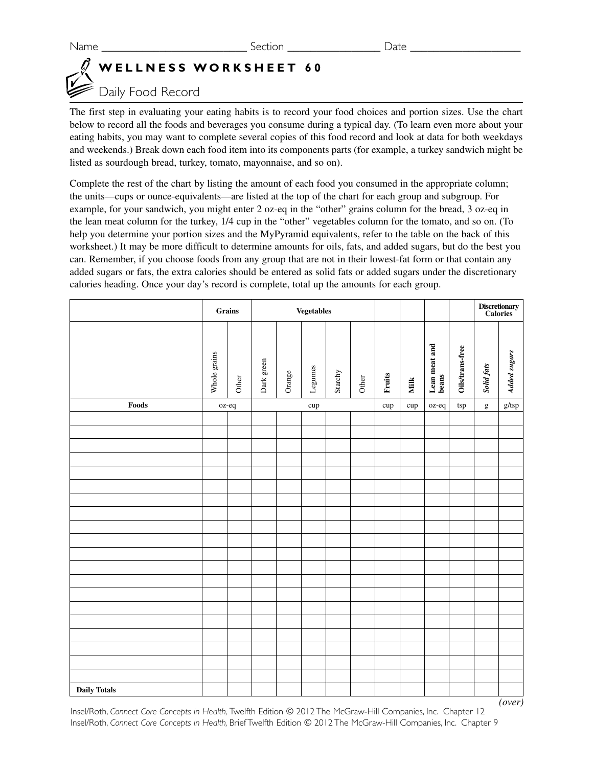Name ________________________ Section _______________ Date _________________

## WELLNESS WORKSHEET 60

### Daily Food Record

The first step in evaluating your eating habits is to record your food choices and portion sizes. Use the chart below to record all the foods and beverages you consume during a typical day. (To learn even more about your eating habits, you may want to complete several copies of this food record and look at data for both weekdays and weekends.) Break down each food item into its components parts (for example, a turkey sandwich might be listed as sourdough bread, turkey, tomato, mayonnaise, and so on).

Complete the rest of the chart by listing the amount of each food you consumed in the appropriate column; the units—cups or ounce-equivalents—are listed at the top of the chart for each group and subgroup. For example, for your sandwich, you might enter 2 oz-eq in the "other" grains column for the bread, 3 oz-eq in the lean meat column for the turkey, 1/4 cup in the "other" vegetables column for the tomato, and so on. (To help you determine your portion sizes and the MyPyramid equivalents, refer to the table on the back of this worksheet.) It may be more difficult to determine amounts for oils, fats, and added sugars, but do the best you can. Remember, if you choose foods from any group that are not in their lowest-fat form or that contain any added sugars or fats, the extra calories should be entered as solid fats or added sugars under the discretionary calories heading. Once your day's record is complete, total up the amounts for each group.

| | **Grains** | | **Vegetables** | | | | | | | | | **Discretionary Calories** | |
|---|---|---|---|---|---|---|---|---|---|---|---|---|---|
| | Whole grains | Other | Dark green | Orange | Legumes | Starchy | Other | **Fruits** | **Milk** | **Lean meat and beans** | **Oils/trans-free** | ***Solid fats*** | ***Added sugars*** |
| **Foods** | oz-eq | | cup | | | | | cup | cup | oz-eq | tsp | g | g/tsp |
| | | | | | | | | | | | | | |
| | | | | | | | | | | | | | |
| | | | | | | | | | | | | | |
| | | | | | | | | | | | | | |
| | | | | | | | | | | | | | |
| | | | | | | | | | | | | | |
| | | | | | | | | | | | | | |
| | | | | | | | | | | | | | |
| | | | | | | | | | | | | | |
| | | | | | | | | | | | | | |
| | | | | | | | | | | | | | |
| | | | | | | | | | | | | | |
| | | | | | | | | | | | | | |
| | | | | | | | | | | | | | |
| | | | | | | | | | | | | | |
| | | | | | | | | | | | | | |
| | | | | | | | | | | | | | |
| | | | | | | | | | | | | | |
| | | | | | | | | | | | | | |
| | | | | | | | | | | | | | |
| **Daily Totals** | | | | | | | | | | | | | |

*(over)*

Insel/Roth, *Connect Core Concepts in Health,* Twelfth Edition © 2012 The McGraw-Hill Companies, Inc. Chapter 12
Insel/Roth, *Connect Core Concepts in Health,* Brief Twelfth Edition © 2012 The McGraw-Hill Companies, Inc. Chapter 9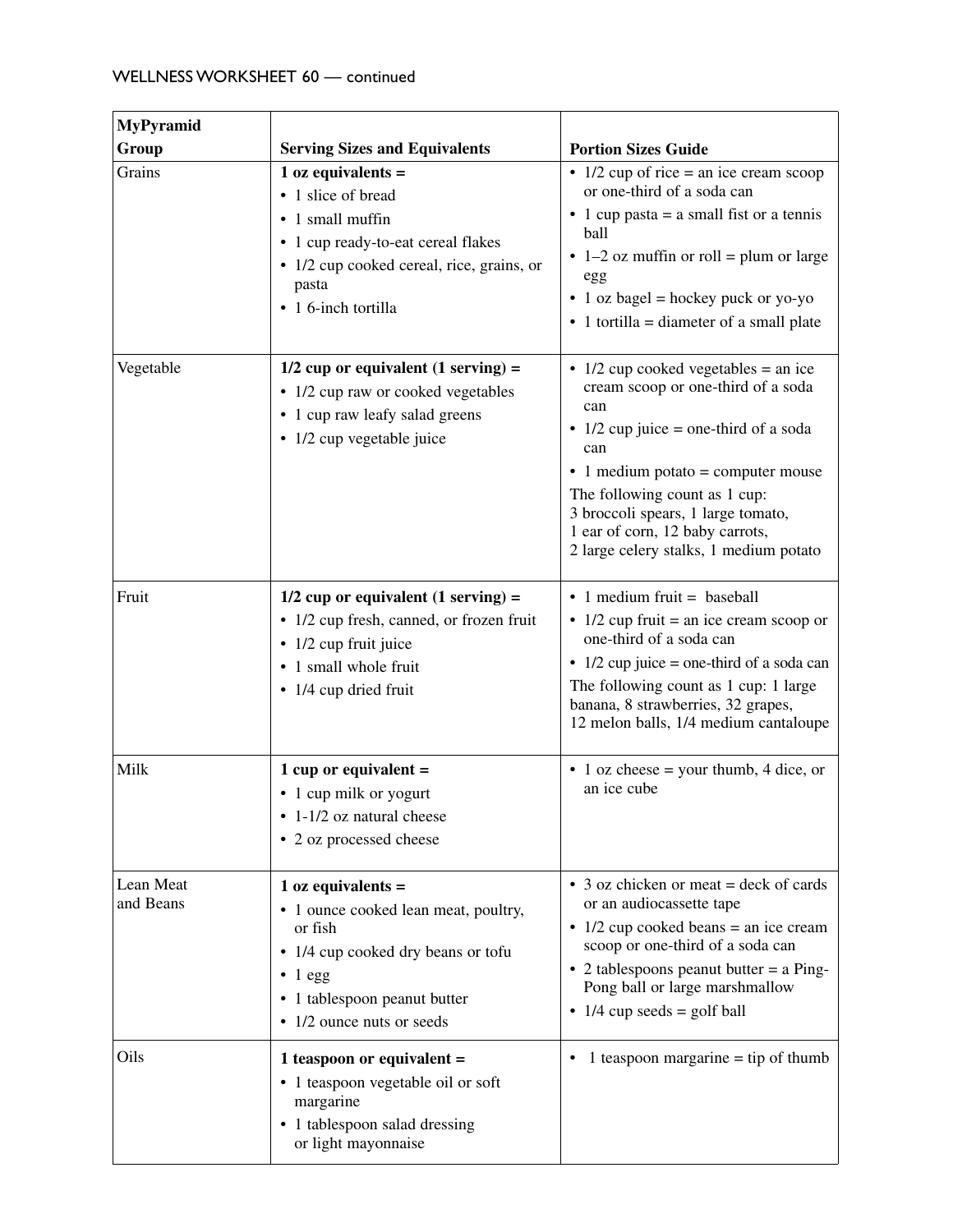| MyPyramid Group | Serving Sizes and Equivalents | Portion Sizes Guide |
|---|---|---|
| Grains | **1 oz equivalents =**<br>• 1 slice of bread<br>• 1 small muffin<br>• 1 cup ready-to-eat cereal flakes<br>• 1/2 cup cooked cereal, rice, grains, or pasta<br>• 1 6-inch tortilla | • 1/2 cup of rice = an ice cream scoop or one-third of a soda can<br>• 1 cup pasta = a small fist or a tennis ball<br>• 1–2 oz muffin or roll = plum or large egg<br>• 1 oz bagel = hockey puck or yo-yo<br>• 1 tortilla = diameter of a small plate |
| Vegetable | **1/2 cup or equivalent (1 serving) =**<br>• 1/2 cup raw or cooked vegetables<br>• 1 cup raw leafy salad greens<br>• 1/2 cup vegetable juice | • 1/2 cup cooked vegetables = an ice cream scoop or one-third of a soda can<br>• 1/2 cup juice = one-third of a soda can<br>• 1 medium potato = computer mouse<br>The following count as 1 cup: 3 broccoli spears, 1 large tomato, 1 ear of corn, 12 baby carrots, 2 large celery stalks, 1 medium potato |
| Fruit | **1/2 cup or equivalent (1 serving) =**<br>• 1/2 cup fresh, canned, or frozen fruit<br>• 1/2 cup fruit juice<br>• 1 small whole fruit<br>• 1/4 cup dried fruit | • 1 medium fruit = baseball<br>• 1/2 cup fruit = an ice cream scoop or one-third of a soda can<br>• 1/2 cup juice = one-third of a soda can<br>The following count as 1 cup: 1 large banana, 8 strawberries, 32 grapes, 12 melon balls, 1/4 medium cantaloupe |
| Milk | **1 cup or equivalent =**<br>• 1 cup milk or yogurt<br>• 1-1/2 oz natural cheese<br>• 2 oz processed cheese | • 1 oz cheese = your thumb, 4 dice, or an ice cube |
| Lean Meat and Beans | **1 oz equivalents =**<br>• 1 ounce cooked lean meat, poultry, or fish<br>• 1/4 cup cooked dry beans or tofu<br>• 1 egg<br>• 1 tablespoon peanut butter<br>• 1/2 ounce nuts or seeds | • 3 oz chicken or meat = deck of cards or an audiocassette tape<br>• 1/2 cup cooked beans = an ice cream scoop or one-third of a soda can<br>• 2 tablespoons peanut butter = a Ping-Pong ball or large marshmallow<br>• 1/4 cup seeds = golf ball |
| Oils | **1 teaspoon or equivalent =**<br>• 1 teaspoon vegetable oil or soft margarine<br>• 1 tablespoon salad dressing or light mayonnaise | • 1 teaspoon margarine = tip of thumb |